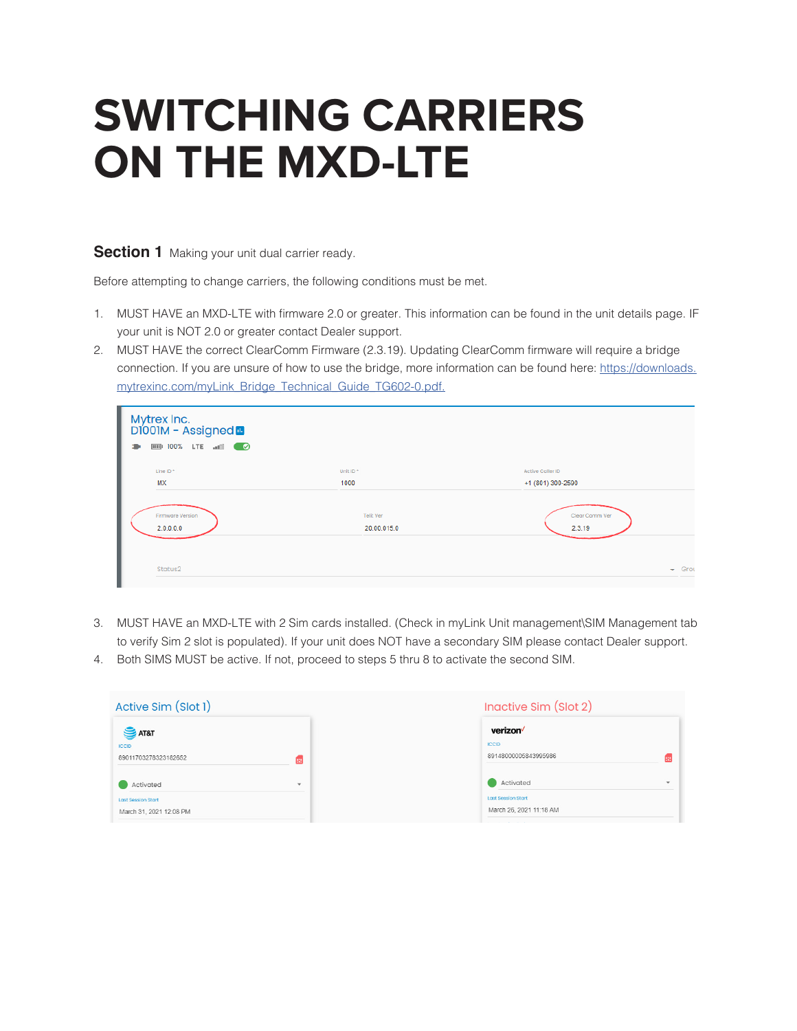# SWITCHING CARRIERS ON THE MXD-LTE

**Section 1** Making your unit dual carrier ready.

Before attempting to change carriers, the following conditions must be met.

1. MUST HAVE an MXD-LTE with firmware 2.0 or greater. This information can be found in the unit details page. IF your unit is NOT 2.0 or greater contact Dealer support.
2. MUST HAVE the correct ClearComm Firmware (2.3.19). Updating ClearComm firmware will require a bridge connection. If you are unsure of how to use the bridge, more information can be found here: [https://downloads.mytrexinc.com/myLink_Bridge_Technical_Guide_TG602-0.pdf.](https://downloads.mytrexinc.com/myLink_Bridge_Technical_Guide_TG602-0.pdf)
3. MUST HAVE an MXD-LTE with 2 Sim cards installed. (Check in myLink Unit management\SIM Management tab to verify Sim 2 slot is populated). If your unit does NOT have a secondary SIM please contact Dealer support.
4. Both SIMS MUST be active. If not, proceed to steps 5 thru 8 to activate the second SIM.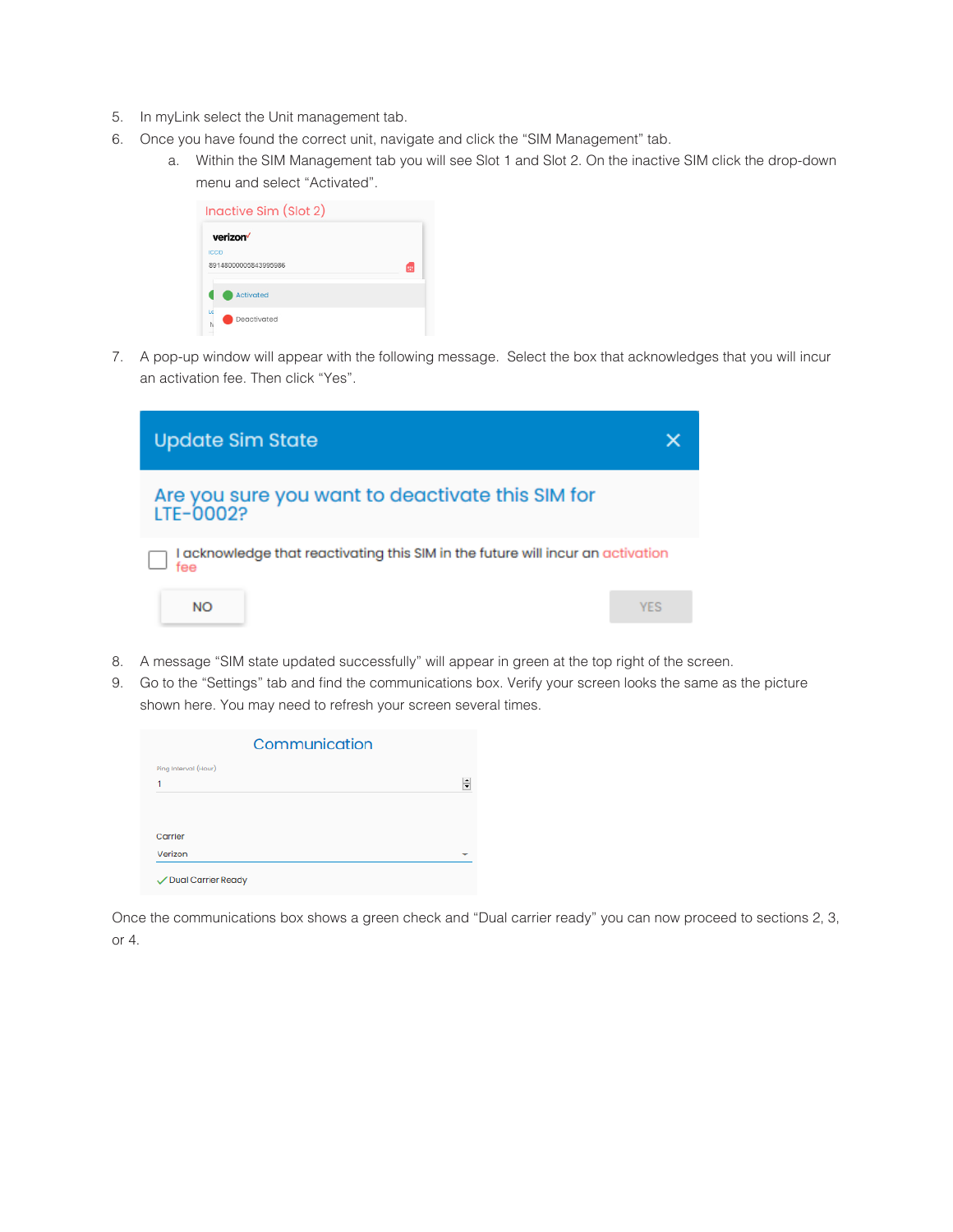5. In myLink select the Unit management tab.
6. Once you have found the correct unit, navigate and click the "SIM Management" tab.
   a. Within the SIM Management tab you will see Slot 1 and Slot 2. On the inactive SIM click the drop-down menu and select "Activated".

Inactive Sim (Slot 2)

verizon

ICCID

89148000005843995986

Activated

Deactivated

7. A pop-up window will appear with the following message. Select the box that acknowledges that you will incur an activation fee. Then click "Yes".

Update Sim State

Are you sure you want to deactivate this SIM for LTE-0002?

I acknowledge that reactivating this SIM in the future will incur an activation fee

NO

YES

8. A message "SIM state updated successfully" will appear in green at the top right of the screen.
9. Go to the "Settings" tab and find the communications box. Verify your screen looks the same as the picture shown here. You may need to refresh your screen several times.

Communication

Ping Interval (Hour)

1

Carrier

Verizon

Dual Carrier Ready

Once the communications box shows a green check and "Dual carrier ready" you can now proceed to sections 2, 3, or 4.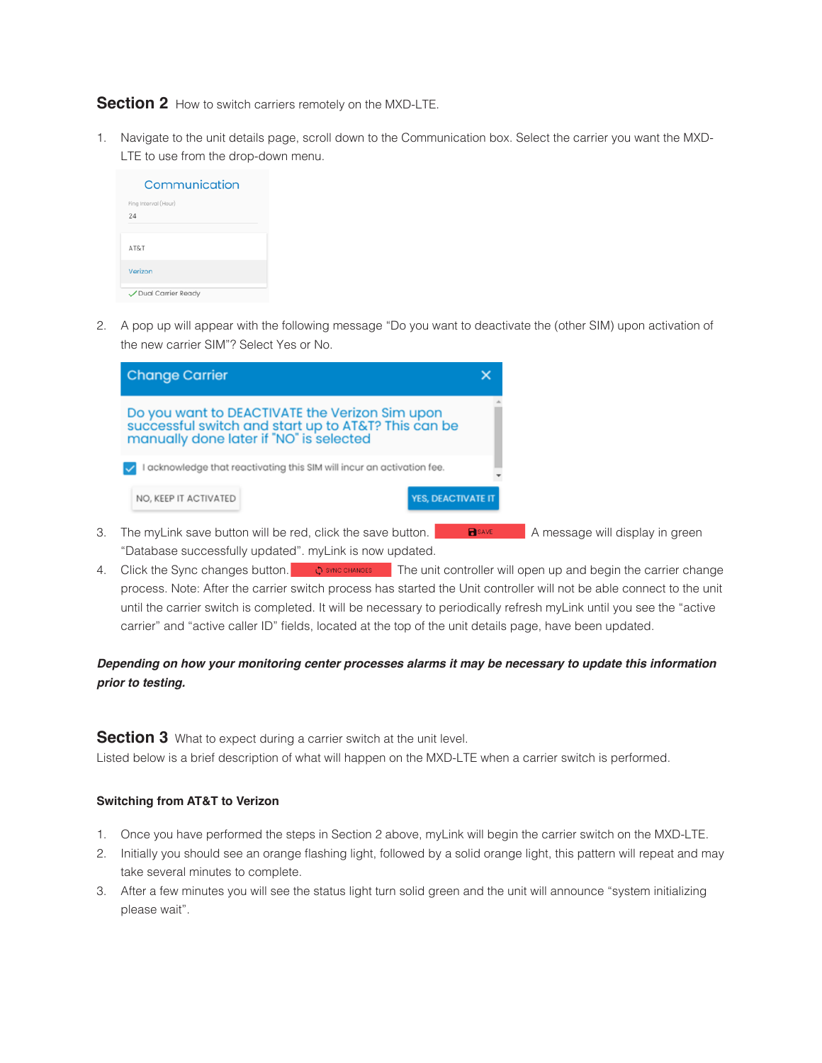## Section 2 How to switch carriers remotely on the MXD-LTE.

1. Navigate to the unit details page, scroll down to the Communication box. Select the carrier you want the MXD-LTE to use from the drop-down menu.

2. A pop up will appear with the following message "Do you want to deactivate the (other SIM) upon activation of the new carrier SIM"? Select Yes or No.

3. The myLink save button will be red, click the save button. A message will display in green "Database successfully updated". myLink is now updated.
4. Click the Sync changes button. The unit controller will open up and begin the carrier change process. Note: After the carrier switch process has started the Unit controller will not be able connect to the unit until the carrier switch is completed. It will be necessary to periodically refresh myLink until you see the "active carrier" and "active caller ID" fields, located at the top of the unit details page, have been updated.

***Depending on how your monitoring center processes alarms it may be necessary to update this information prior to testing.***

## Section 3 What to expect during a carrier switch at the unit level.

Listed below is a brief description of what will happen on the MXD-LTE when a carrier switch is performed.

**Switching from AT&T to Verizon**

1. Once you have performed the steps in Section 2 above, myLink will begin the carrier switch on the MXD-LTE.
2. Initially you should see an orange flashing light, followed by a solid orange light, this pattern will repeat and may take several minutes to complete.
3. After a few minutes you will see the status light turn solid green and the unit will announce "system initializing please wait".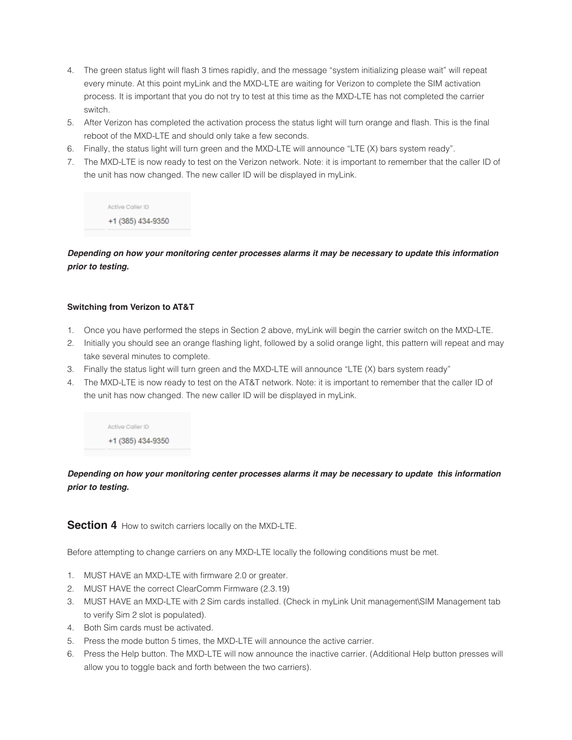4. The green status light will flash 3 times rapidly, and the message "system initializing please wait" will repeat every minute. At this point myLink and the MXD-LTE are waiting for Verizon to complete the SIM activation process. It is important that you do not try to test at this time as the MXD-LTE has not completed the carrier switch.
5. After Verizon has completed the activation process the status light will turn orange and flash. This is the final reboot of the MXD-LTE and should only take a few seconds.
6. Finally, the status light will turn green and the MXD-LTE will announce "LTE (X) bars system ready".
7. The MXD-LTE is now ready to test on the Verizon network. Note: it is important to remember that the caller ID of the unit has now changed. The new caller ID will be displayed in myLink.

Active Caller ID
+1 (385) 434-9350

***Depending on how your monitoring center processes alarms it may be necessary to update this information prior to testing.***

**Switching from Verizon to AT&T**

1. Once you have performed the steps in Section 2 above, myLink will begin the carrier switch on the MXD-LTE.
2. Initially you should see an orange flashing light, followed by a solid orange light, this pattern will repeat and may take several minutes to complete.
3. Finally the status light will turn green and the MXD-LTE will announce "LTE (X) bars system ready"
4. The MXD-LTE is now ready to test on the AT&T network. Note: it is important to remember that the caller ID of the unit has now changed. The new caller ID will be displayed in myLink.

Active Caller ID
+1 (385) 434-9350

***Depending on how your monitoring center processes alarms it may be necessary to update this information prior to testing.***

## **Section 4** How to switch carriers locally on the MXD-LTE.

Before attempting to change carriers on any MXD-LTE locally the following conditions must be met.

1. MUST HAVE an MXD-LTE with firmware 2.0 or greater.
2. MUST HAVE the correct ClearComm Firmware (2.3.19)
3. MUST HAVE an MXD-LTE with 2 Sim cards installed. (Check in myLink Unit management\SIM Management tab to verify Sim 2 slot is populated).
4. Both Sim cards must be activated.
5. Press the mode button 5 times, the MXD-LTE will announce the active carrier.
6. Press the Help button. The MXD-LTE will now announce the inactive carrier. (Additional Help button presses will allow you to toggle back and forth between the two carriers).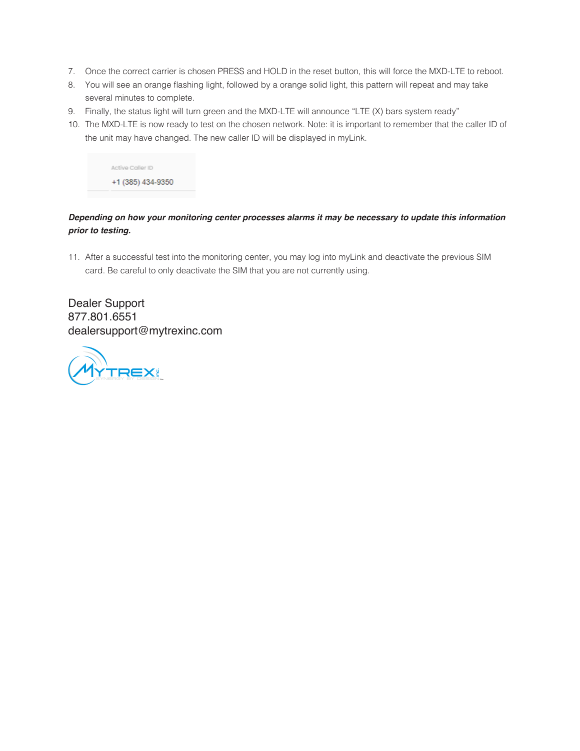7. Once the correct carrier is chosen PRESS and HOLD in the reset button, this will force the MXD-LTE to reboot.
8. You will see an orange flashing light, followed by a orange solid light, this pattern will repeat and may take several minutes to complete.
9. Finally, the status light will turn green and the MXD-LTE will announce "LTE (X) bars system ready"
10. The MXD-LTE is now ready to test on the chosen network. Note: it is important to remember that the caller ID of the unit may have changed. The new caller ID will be displayed in myLink.

Active Caller ID

+1 (385) 434-9350

***Depending on how your monitoring center processes alarms it may be necessary to update this information prior to testing.***

11. After a successful test into the monitoring center, you may log into myLink and deactivate the previous SIM card. Be careful to only deactivate the SIM that you are not currently using.

Dealer Support
877.801.6551
dealersupport@mytrexinc.com

MYTREX inc.
SYNERGY BY DESIGN™